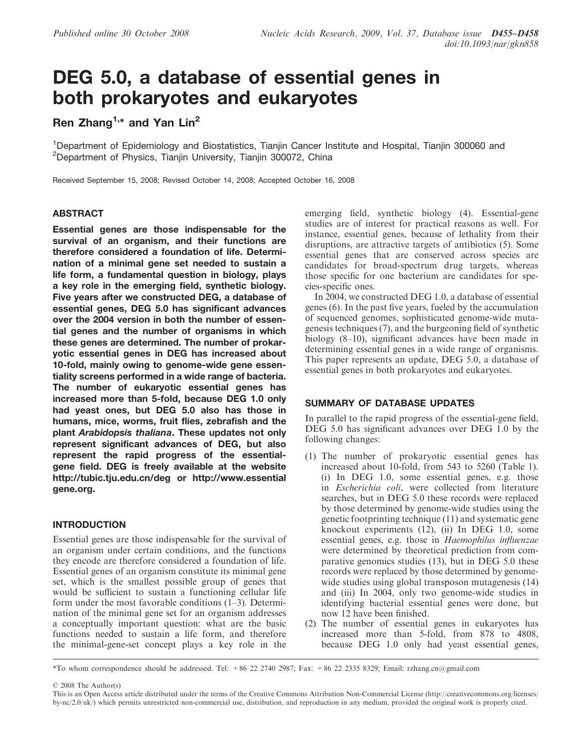# DEG 5.0, a database of essential genes in both prokaryotes and eukaryotes

**Ren Zhang[1,*] and Yan Lin[2]**

[1]Department of Epidemiology and Biostatistics, Tianjin Cancer Institute and Hospital, Tianjin 300060 and [2]Department of Physics, Tianjin University, Tianjin 300072, China

Received September 15, 2008; Revised October 14, 2008; Accepted October 16, 2008

## ABSTRACT

**Essential genes are those indispensable for the survival of an organism, and their functions are therefore considered a foundation of life. Determination of a minimal gene set needed to sustain a life form, a fundamental question in biology, plays a key role in the emerging field, synthetic biology. Five years after we constructed DEG, a database of essential genes, DEG 5.0 has significant advances over the 2004 version in both the number of essential genes and the number of organisms in which these genes are determined. The number of prokaryotic essential genes in DEG has increased about 10-fold, mainly owing to genome-wide gene essentiality screens performed in a wide range of bacteria. The number of eukaryotic essential genes has increased more than 5-fold, because DEG 1.0 only had yeast ones, but DEG 5.0 also has those in humans, mice, worms, fruit flies, zebrafish and the plant *Arabidopsis thaliana*. These updates not only represent significant advances of DEG, but also represent the rapid progress of the essential-gene field. DEG is freely available at the website http://tubic.tju.edu.cn/deg or http://www.essentialgene.org.**

## INTRODUCTION

Essential genes are those indispensable for the survival of an organism under certain conditions, and the functions they encode are therefore considered a foundation of life. Essential genes of an organism constitute its minimal gene set, which is the smallest possible group of genes that would be sufficient to sustain a functioning cellular life form under the most favorable conditions (1–3). Determination of the minimal gene set for an organism addresses a conceptually important question: what are the basic functions needed to sustain a life form, and therefore the minimal-gene-set concept plays a key role in the emerging field, synthetic biology (4). Essential-gene studies are of interest for practical reasons as well. For instance, essential genes, because of lethality from their disruptions, are attractive targets of antibiotics (5). Some essential genes that are conserved across species are candidates for broad-spectrum drug targets, whereas those specific for one bacterium are candidates for species-specific ones.

In 2004, we constructed DEG 1.0, a database of essential genes (6). In the past five years, fueled by the accumulation of sequenced genomes, sophisticated genome-wide mutagenesis techniques (7), and the burgeoning field of synthetic biology (8–10), significant advances have been made in determining essential genes in a wide range of organisms. This paper represents an update, DEG 5.0, a database of essential genes in both prokaryotes and eukaryotes.

## SUMMARY OF DATABASE UPDATES

In parallel to the rapid progress of the essential-gene field, DEG 5.0 has significant advances over DEG 1.0 by the following changes:

1. The number of prokaryotic essential genes has increased about 10-fold, from 543 to 5260 (Table 1). (i) In DEG 1.0, some essential genes, e.g. those in *Escherichia coli*, were collected from literature searches, but in DEG 5.0 these records were replaced by those determined by genome-wide studies using the genetic footprinting technique (11) and systematic gene knockout experiments (12), (ii) In DEG 1.0, some essential genes, e.g. those in *Haemophilus influenzae* were determined by theoretical prediction from comparative genomics studies (13), but in DEG 5.0 these records were replaced by those determined by genome-wide studies using global transposon mutagenesis (14) and (iii) In 2004, only two genome-wide studies in identifying bacterial essential genes were done, but now 12 have been finished.
2. The number of essential genes in eukaryotes has increased more than 5-fold, from 878 to 4808, because DEG 1.0 only had yeast essential genes,

*To whom correspondence should be addressed. Tel: +86 22 2740 2987; Fax: +86 22 2335 8329; Email: rzhang.cn@gmail.com

© 2008 The Author(s)

This is an Open Access article distributed under the terms of the Creative Commons Attribution Non-Commercial License (http://creativecommons.org/licenses/by-nc/2.0/uk/) which permits unrestricted non-commercial use, distribution, and reproduction in any medium, provided the original work is properly cited.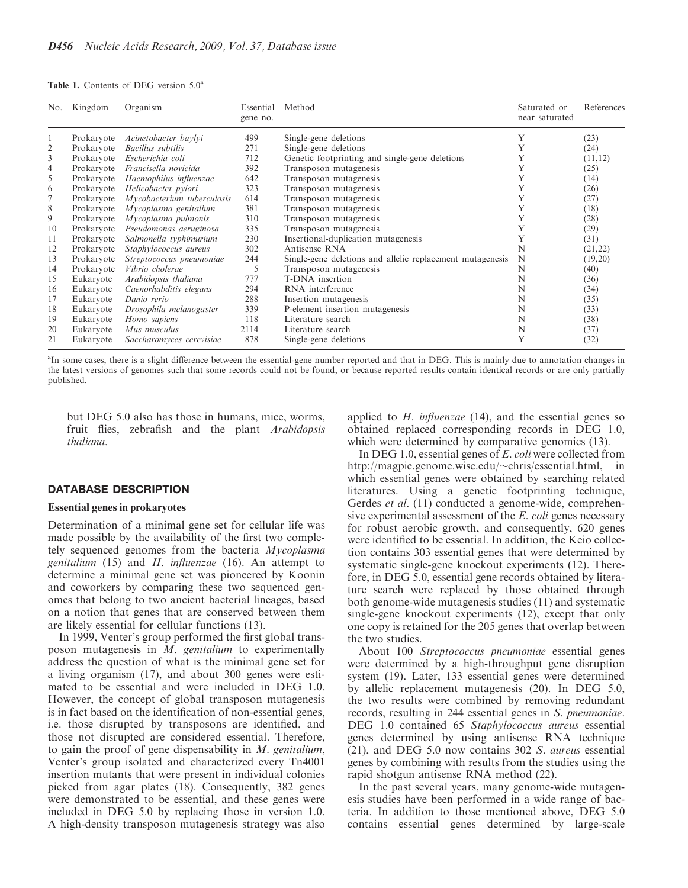Table 1. Contents of DEG version 5.0[a]

| No. | Kingdom | Organism | Essential gene no. | Method | Saturated or near saturated | References |
|---|---|---|---|---|---|---|
| 1 | Prokaryote | *Acinetobacter baylyi* | 499 | Single-gene deletions | Y | (23) |
| 2 | Prokaryote | *Bacillus subtilis* | 271 | Single-gene deletions | Y | (24) |
| 3 | Prokaryote | *Escherichia coli* | 712 | Genetic footprinting and single-gene deletions | Y | (11,12) |
| 4 | Prokaryote | *Francisella novicida* | 392 | Transposon mutagenesis | Y | (25) |
| 5 | Prokaryote | *Haemophilus influenzae* | 642 | Transposon mutagenesis | Y | (14) |
| 6 | Prokaryote | *Helicobacter pylori* | 323 | Transposon mutagenesis | Y | (26) |
| 7 | Prokaryote | *Mycobacterium tuberculosis* | 614 | Transposon mutagenesis | Y | (27) |
| 8 | Prokaryote | *Mycoplasma genitalium* | 381 | Transposon mutagenesis | Y | (18) |
| 9 | Prokaryote | *Mycoplasma pulmonis* | 310 | Transposon mutagenesis | Y | (28) |
| 10 | Prokaryote | *Pseudomonas aeruginosa* | 335 | Transposon mutagenesis | Y | (29) |
| 11 | Prokaryote | *Salmonella typhimurium* | 230 | Insertional-duplication mutagenesis | Y | (31) |
| 12 | Prokaryote | *Staphylococcus aureus* | 302 | Antisense RNA | N | (21,22) |
| 13 | Prokaryote | *Streptococcus pneumoniae* | 244 | Single-gene deletions and allelic replacement mutagenesis | N | (19,20) |
| 14 | Prokaryote | *Vibrio cholerae* | 5 | Transposon mutagenesis | N | (40) |
| 15 | Eukaryote | *Arabidopsis thaliana* | 777 | T-DNA insertion | N | (36) |
| 16 | Eukaryote | *Caenorhabditis elegans* | 294 | RNA interference | N | (34) |
| 17 | Eukaryote | *Danio rerio* | 288 | Insertion mutagenesis | N | (35) |
| 18 | Eukaryote | *Drosophila melanogaster* | 339 | P-element insertion mutagenesis | N | (33) |
| 19 | Eukaryote | *Homo sapiens* | 118 | Literature search | N | (38) |
| 20 | Eukaryote | *Mus musculus* | 2114 | Literature search | N | (37) |
| 21 | Eukaryote | *Saccharomyces cerevisiae* | 878 | Single-gene deletions | Y | (32) |

[a]In some cases, there is a slight difference between the essential-gene number reported and that in DEG. This is mainly due to annotation changes in the latest versions of genomes such that some records could not be found, or because reported results contain identical records or are only partially published.

but DEG 5.0 also has those in humans, mice, worms, fruit flies, zebrafish and the plant *Arabidopsis thaliana*.

## DATABASE DESCRIPTION

### Essential genes in prokaryotes

Determination of a minimal gene set for cellular life was made possible by the availability of the first two completely sequenced genomes from the bacteria *Mycoplasma genitalium* (15) and *H. influenzae* (16). An attempt to determine a minimal gene set was pioneered by Koonin and coworkers by comparing these two sequenced genomes that belong to two ancient bacterial lineages, based on a notion that genes that are conserved between them are likely essential for cellular functions (13).

In 1999, Venter's group performed the first global transposon mutagenesis in *M. genitalium* to experimentally address the question of what is the minimal gene set for a living organism (17), and about 300 genes were estimated to be essential and were included in DEG 1.0. However, the concept of global transposon mutagenesis is in fact based on the identification of non-essential genes, i.e. those disrupted by transposons are identified, and those not disrupted are considered essential. Therefore, to gain the proof of gene dispensability in *M. genitalium*, Venter's group isolated and characterized every Tn4001 insertion mutants that were present in individual colonies picked from agar plates (18). Consequently, 382 genes were demonstrated to be essential, and these genes were included in DEG 5.0 by replacing those in version 1.0. A high-density transposon mutagenesis strategy was also applied to *H. influenzae* (14), and the essential genes so obtained replaced corresponding records in DEG 1.0, which were determined by comparative genomics (13).

In DEG 1.0, essential genes of *E. coli* were collected from http://magpie.genome.wisc.edu/~chris/essential.html, in which essential genes were obtained by searching related literatures. Using a genetic footprinting technique, Gerdes *et al.* (11) conducted a genome-wide, comprehensive experimental assessment of the *E. coli* genes necessary for robust aerobic growth, and consequently, 620 genes were identified to be essential. In addition, the Keio collection contains 303 essential genes that were determined by systematic single-gene knockout experiments (12). Therefore, in DEG 5.0, essential gene records obtained by literature search were replaced by those obtained through both genome-wide mutagenesis studies (11) and systematic single-gene knockout experiments (12), except that only one copy is retained for the 205 genes that overlap between the two studies.

About 100 *Streptococcus pneumoniae* essential genes were determined by a high-throughput gene disruption system (19). Later, 133 essential genes were determined by allelic replacement mutagenesis (20). In DEG 5.0, the two results were combined by removing redundant records, resulting in 244 essential genes in *S. pneumoniae*. DEG 1.0 contained 65 *Staphylococcus aureus* essential genes determined by using antisense RNA technique (21), and DEG 5.0 now contains 302 *S. aureus* essential genes by combining with results from the studies using the rapid shotgun antisense RNA method (22).

In the past several years, many genome-wide mutagenesis studies have been performed in a wide range of bacteria. In addition to those mentioned above, DEG 5.0 contains essential genes determined by large-scale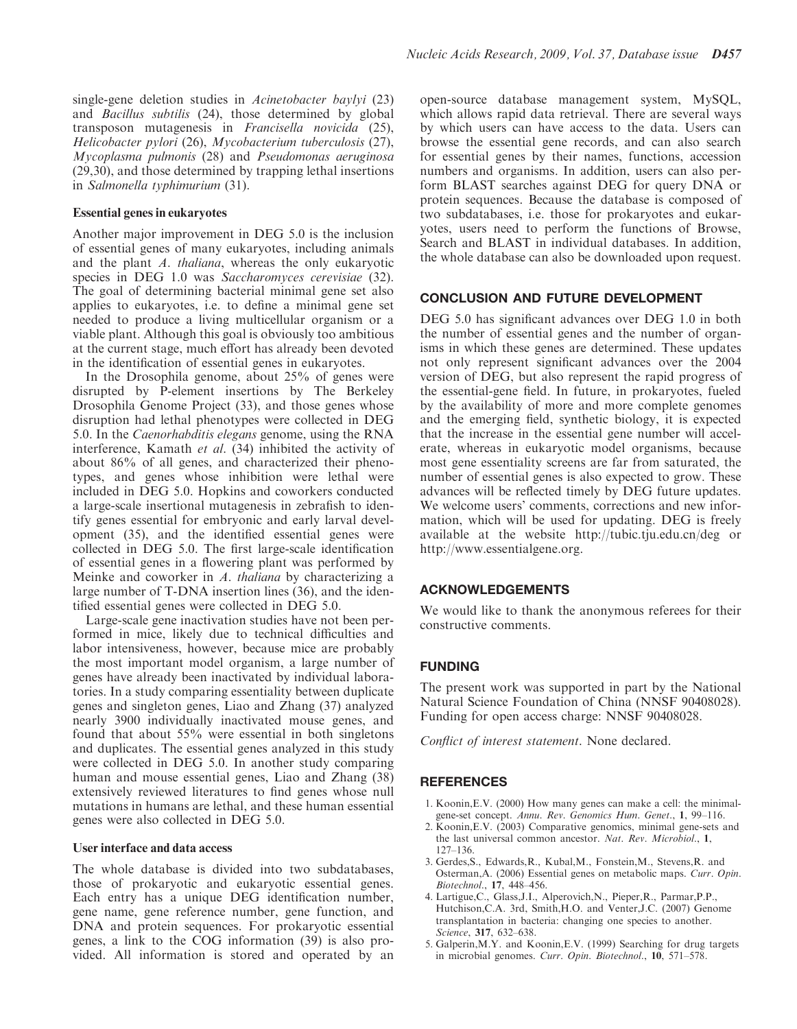single-gene deletion studies in *Acinetobacter baylyi* (23) and *Bacillus subtilis* (24), those determined by global transposon mutagenesis in *Francisella novicida* (25), *Helicobacter pylori* (26), *Mycobacterium tuberculosis* (27), *Mycoplasma pulmonis* (28) and *Pseudomonas aeruginosa* (29,30), and those determined by trapping lethal insertions in *Salmonella typhimurium* (31).

### Essential genes in eukaryotes

Another major improvement in DEG 5.0 is the inclusion of essential genes of many eukaryotes, including animals and the plant *A. thaliana*, whereas the only eukaryotic species in DEG 1.0 was *Saccharomyces cerevisiae* (32). The goal of determining bacterial minimal gene set also applies to eukaryotes, i.e. to define a minimal gene set needed to produce a living multicellular organism or a viable plant. Although this goal is obviously too ambitious at the current stage, much effort has already been devoted in the identification of essential genes in eukaryotes.

In the Drosophila genome, about 25% of genes were disrupted by P-element insertions by The Berkeley Drosophila Genome Project (33), and those genes whose disruption had lethal phenotypes were collected in DEG 5.0. In the *Caenorhabditis elegans* genome, using the RNA interference, Kamath *et al.* (34) inhibited the activity of about 86% of all genes, and characterized their phenotypes, and genes whose inhibition were lethal were included in DEG 5.0. Hopkins and coworkers conducted a large-scale insertional mutagenesis in zebrafish to identify genes essential for embryonic and early larval development (35), and the identified essential genes were collected in DEG 5.0. The first large-scale identification of essential genes in a flowering plant was performed by Meinke and coworker in *A. thaliana* by characterizing a large number of T-DNA insertion lines (36), and the identified essential genes were collected in DEG 5.0.

Large-scale gene inactivation studies have not been performed in mice, likely due to technical difficulties and labor intensiveness, however, because mice are probably the most important model organism, a large number of genes have already been inactivated by individual laboratories. In a study comparing essentiality between duplicate genes and singleton genes, Liao and Zhang (37) analyzed nearly 3900 individually inactivated mouse genes, and found that about 55% were essential in both singletons and duplicates. The essential genes analyzed in this study were collected in DEG 5.0. In another study comparing human and mouse essential genes, Liao and Zhang (38) extensively reviewed literatures to find genes whose null mutations in humans are lethal, and these human essential genes were also collected in DEG 5.0.

### User interface and data access

The whole database is divided into two subdatabases, those of prokaryotic and eukaryotic essential genes. Each entry has a unique DEG identification number, gene name, gene reference number, gene function, and DNA and protein sequences. For prokaryotic essential genes, a link to the COG information (39) is also provided. All information is stored and operated by an open-source database management system, MySQL, which allows rapid data retrieval. There are several ways by which users can have access to the data. Users can browse the essential gene records, and can also search for essential genes by their names, functions, accession numbers and organisms. In addition, users can also perform BLAST searches against DEG for query DNA or protein sequences. Because the database is composed of two subdatabases, i.e. those for prokaryotes and eukaryotes, users need to perform the functions of Browse, Search and BLAST in individual databases. In addition, the whole database can also be downloaded upon request.

## CONCLUSION AND FUTURE DEVELOPMENT

DEG 5.0 has significant advances over DEG 1.0 in both the number of essential genes and the number of organisms in which these genes are determined. These updates not only represent significant advances over the 2004 version of DEG, but also represent the rapid progress of the essential-gene field. In future, in prokaryotes, fueled by the availability of more and more complete genomes and the emerging field, synthetic biology, it is expected that the increase in the essential gene number will accelerate, whereas in eukaryotic model organisms, because most gene essentiality screens are far from saturated, the number of essential genes is also expected to grow. These advances will be reflected timely by DEG future updates. We welcome users' comments, corrections and new information, which will be used for updating. DEG is freely available at the website http://tubic.tju.edu.cn/deg or http://www.essentialgene.org.

## ACKNOWLEDGEMENTS

We would like to thank the anonymous referees for their constructive comments.

## FUNDING

The present work was supported in part by the National Natural Science Foundation of China (NNSF 90408028). Funding for open access charge: NNSF 90408028.

*Conflict of interest statement*. None declared.

## REFERENCES

1. Koonin,E.V. (2000) How many genes can make a cell: the minimal-gene-set concept. *Annu. Rev. Genomics Hum. Genet.*, **1**, 99–116.
2. Koonin,E.V. (2003) Comparative genomics, minimal gene-sets and the last universal common ancestor. *Nat. Rev. Microbiol.*, **1**, 127–136.
3. Gerdes,S., Edwards,R., Kubal,M., Fonstein,M., Stevens,R. and Osterman,A. (2006) Essential genes on metabolic maps. *Curr. Opin. Biotechnol.*, **17**, 448–456.
4. Lartigue,C., Glass,J.I., Alperovich,N., Pieper,R., Parmar,P.P., Hutchison,C.A. 3rd, Smith,H.O. and Venter,J.C. (2007) Genome transplantation in bacteria: changing one species to another. *Science*, **317**, 632–638.
5. Galperin,M.Y. and Koonin,E.V. (1999) Searching for drug targets in microbial genomes. *Curr. Opin. Biotechnol.*, **10**, 571–578.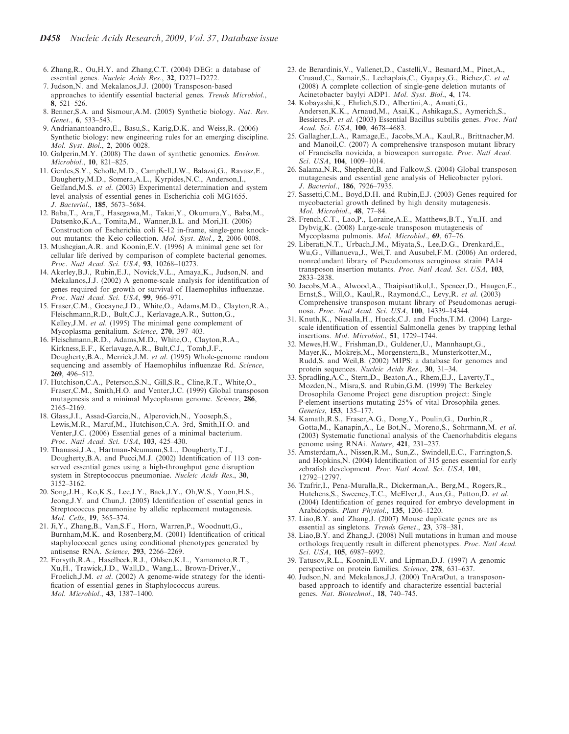6. Zhang,R., Ou,H.Y. and Zhang,C.T. (2004) DEG: a database of essential genes. *Nucleic Acids Res.*, **32**, D271–D272.
7. Judson,N. and Mekalanos,J.J. (2000) Transposon-based approaches to identify essential bacterial genes. *Trends Microbiol.*, **8**, 521–526.
8. Benner,S.A. and Sismour,A.M. (2005) Synthetic biology. *Nat. Rev. Genet.*, **6**, 533–543.
9. Andrianantoandro,E., Basu,S., Karig,D.K. and Weiss,R. (2006) Synthetic biology: new engineering rules for an emerging discipline. *Mol. Syst. Biol.*, **2**, 2006 0028.
10. Galperin,M.Y. (2008) The dawn of synthetic genomics. *Environ. Microbiol.*, **10**, 821–825.
11. Gerdes,S.Y., Scholle,M.D., Campbell,J.W., Balazsi,G., Ravasz,E., Daugherty,M.D., Somera,A.L., Kyrpides,N.C., Anderson,I., Gelfand,M.S. *et al.* (2003) Experimental determination and system level analysis of essential genes in Escherichia coli MG1655. *J. Bacteriol.*, **185**, 5673–5684.
12. Baba,T., Ara,T., Hasegawa,M., Takai,Y., Okumura,Y., Baba,M., Datsenko,K.A., Tomita,M., Wanner,B.L. and Mori,H. (2006) Construction of Escherichia coli K-12 in-frame, single-gene knockout mutants: the Keio collection. *Mol. Syst. Biol.*, **2**, 2006 0008.
13. Mushegian,A.R. and Koonin,E.V. (1996) A minimal gene set for cellular life derived by comparison of complete bacterial genomes. *Proc. Natl Acad. Sci. USA*, **93**, 10268–10273.
14. Akerley,B.J., Rubin,E.J., Novick,V.L., Amaya,K., Judson,N. and Mekalanos,J.J. (2002) A genome-scale analysis for identification of genes required for growth or survival of Haemophilus influenzae. *Proc. Natl Acad. Sci. USA*, **99**, 966–971.
15. Fraser,C.M., Gocayne,J.D., White,O., Adams,M.D., Clayton,R.A., Fleischmann,R.D., Bult,C.J., Kerlavage,A.R., Sutton,G., Kelley,J.M. *et al.* (1995) The minimal gene complement of Mycoplasma genitalium. *Science*, **270**, 397–403.
16. Fleischmann,R.D., Adams,M.D., White,O., Clayton,R.A., Kirkness,E.F., Kerlavage,A.R., Bult,C.J., Tomb,J.F., Dougherty,B.A., Merrick,J.M. *et al.* (1995) Whole-genome random sequencing and assembly of Haemophilus influenzae Rd. *Science*, **269**, 496–512.
17. Hutchison,C.A., Peterson,S.N., Gill,S.R., Cline,R.T., White,O., Fraser,C.M., Smith,H.O. and Venter,J.C. (1999) Global transposon mutagenesis and a minimal Mycoplasma genome. *Science*, **286**, 2165–2169.
18. Glass,J.I., Assad-Garcia,N., Alperovich,N., Yooseph,S., Lewis,M.R., Maruf,M., Hutchison,C.A. 3rd, Smith,H.O. and Venter,J.C. (2006) Essential genes of a minimal bacterium. *Proc. Natl Acad. Sci. USA*, **103**, 425–430.
19. Thanassi,J.A., Hartman-Neumann,S.L., Dougherty,T.J., Dougherty,B.A. and Pucci,M.J. (2002) Identification of 113 conserved essential genes using a high-throughput gene disruption system in Streptococcus pneumoniae. *Nucleic Acids Res.*, **30**, 3152–3162.
20. Song,J.H., Ko,K.S., Lee,J.Y., Baek,J.Y., Oh,W.S., Yoon,H.S., Jeong,J.Y. and Chun,J. (2005) Identification of essential genes in Streptococcus pneumoniae by allelic replacement mutagenesis. *Mol. Cells*, **19**, 365–374.
21. Ji,Y., Zhang,B., Van,S.F., Horn, Warren,P., Woodnutt,G., Burnham,M.K. and Rosenberg,M. (2001) Identification of critical staphylococcal genes using conditional phenotypes generated by antisense RNA. *Science*, **293**, 2266–2269.
22. Forsyth,R.A., Haselbeck,R.J., Ohlsen,K.L., Yamamoto,R.T., Xu,H., Trawick,J.D., Wall,D., Wang,L., Brown-Driver,V., Froelich,J.M. *et al.* (2002) A genome-wide strategy for the identification of essential genes in Staphylococcus aureus. *Mol. Microbiol.*, **43**, 1387–1400.
23. de Berardinis,V., Vallenet,D., Castelli,V., Besnard,M., Pinet,A., Cruaud,C., Samair,S., Lechaplais,C., Gyapay,G., Richez,C. *et al.* (2008) A complete collection of single-gene deletion mutants of Acinetobacter baylyi ADP1. *Mol. Syst. Biol.*, **4**, 174.
24. Kobayashi,K., Ehrlich,S.D., Albertini,A., Amati,G., Andersen,K.K., Arnaud,M., Asai,K., Ashikaga,S., Aymerich,S., Bessieres,P. *et al.* (2003) Essential Bacillus subtilis genes. *Proc. Natl Acad. Sci. USA*, **100**, 4678–4683.
25. Gallagher,L.A., Ramage,E., Jacobs,M.A., Kaul,R., Brittnacher,M. and Manoil,C. (2007) A comprehensive transposon mutant library of Francisella novicida, a bioweapon surrogate. *Proc. Natl Acad. Sci. USA*, **104**, 1009–1014.
26. Salama,N.R., Shepherd,B. and Falkow,S. (2004) Global transposon mutagenesis and essential gene analysis of Helicobacter pylori. *J. Bacteriol.*, **186**, 7926–7935.
27. Sassetti,C.M., Boyd,D.H. and Rubin,E.J. (2003) Genes required for mycobacterial growth defined by high density mutagenesis. *Mol. Microbiol.*, **48**, 77–84.
28. French,C.T., Lao,P., Loraine,A.E., Matthews,B.T., Yu,H. and Dybvig,K. (2008) Large-scale transposon mutagenesis of Mycoplasma pulmonis. *Mol. Microbiol.*, **69**, 67–76.
29. Liberati,N.T., Urbach,J.M., Miyata,S., Lee,D.G., Drenkard,E., Wu,G., Villanueva,J., Wei,T. and Ausubel,F.M. (2006) An ordered, nonredundant library of Pseudomonas aeruginosa strain PA14 transposon insertion mutants. *Proc. Natl Acad. Sci. USA*, **103**, 2833–2838.
30. Jacobs,M.A., Alwood,A., Thaipisuttikul,I., Spencer,D., Haugen,E., Ernst,S., Will,O., Kaul,R., Raymond,C., Levy,R. *et al.* (2003) Comprehensive transposon mutant library of Pseudomonas aeruginosa. *Proc. Natl Acad. Sci. USA*, **100**, 14339–14344.
31. Knuth,K., Niesalla,H., Hueck,C.J. and Fuchs,T.M. (2004) Large-scale identification of essential Salmonella genes by trapping lethal insertions. *Mol. Microbiol.*, **51**, 1729–1744.
32. Mewes,H.W., Frishman,D., Guldener,U., Mannhaupt,G., Mayer,K., Mokrejs,M., Morgenstern,B., Munsterkotter,M., Rudd,S. and Weil,B. (2002) MIPS: a database for genomes and protein sequences. *Nucleic Acids Res.*, **30**, 31–34.
33. Spradling,A.C., Stern,D., Beaton,A., Rhem,E.J., Laverty,T., Mozden,N., Misra,S. and Rubin,G.M. (1999) The Berkeley Drosophila Genome Project gene disruption project: Single P-element insertions mutating 25% of vital Drosophila genes. *Genetics*, **153**, 135–177.
34. Kamath,R.S., Fraser,A.G., Dong,Y., Poulin,G., Durbin,R., Gotta,M., Kanapin,A., Le Bot,N., Moreno,S., Sohrmann,M. *et al.* (2003) Systematic functional analysis of the Caenorhabditis elegans genome using RNAi. *Nature*, **421**, 231–237.
35. Amsterdam,A., Nissen,R.M., Sun,Z., Swindell,E.C., Farrington,S. and Hopkins,N. (2004) Identification of 315 genes essential for early zebrafish development. *Proc. Natl Acad. Sci. USA*, **101**, 12792–12797.
36. Tzafrir,I., Pena-Muralla,R., Dickerman,A., Berg,M., Rogers,R., Hutchens,S., Sweeney,T.C., McElver,J., Aux,G., Patton,D. *et al.* (2004) Identification of genes required for embryo development in Arabidopsis. *Plant Physiol.*, **135**, 1206–1220.
37. Liao,B.Y. and Zhang,J. (2007) Mouse duplicate genes are as essential as singletons. *Trends Genet.*, **23**, 378–381.
38. Liao,B.Y. and Zhang,J. (2008) Null mutations in human and mouse orthologs frequently result in different phenotypes. *Proc. Natl Acad. Sci. USA*, **105**, 6987–6992.
39. Tatusov,R.L., Koonin,E.V. and Lipman,D.J. (1997) A genomic perspective on protein families. *Science*, **278**, 631–637.
40. Judson,N. and Mekalanos,J.J. (2000) TnAraOut, a transposon-based approach to identify and characterize essential bacterial genes. *Nat. Biotechnol.*, **18**, 740–745.